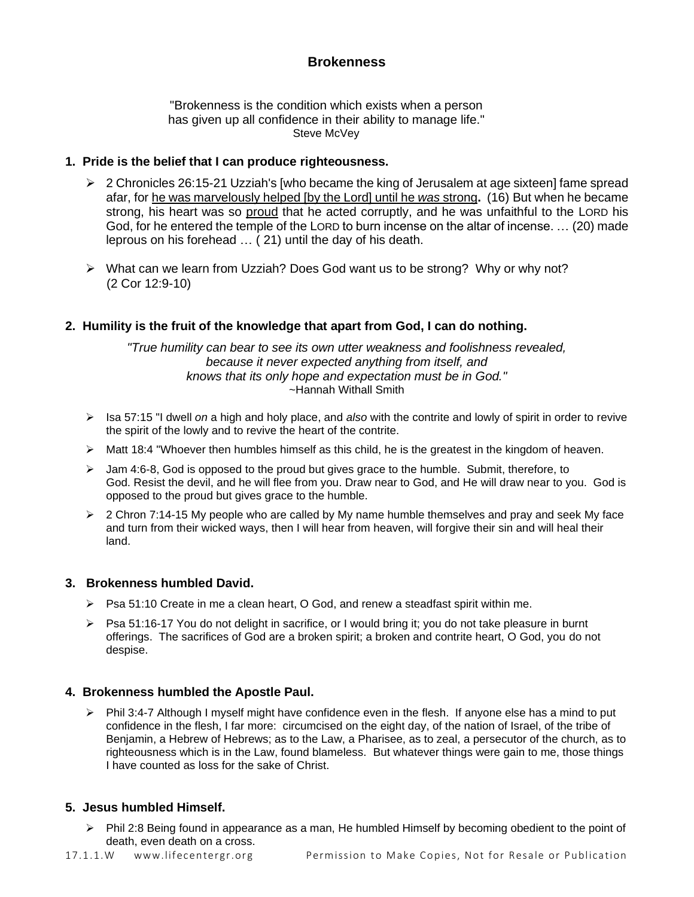# Brokenness

"Brokenness is the condition which exists when a person
has given up all confidence in their ability to manage life."
Steve McVey

## 1. Pride is the belief that I can produce righteousness.

- 2 Chronicles 26:15-21 Uzziah's [who became the king of Jerusalem at age sixteen] fame spread afar, for <u>he was marvelously helped [by the Lord] until he *was* strong</u>**.** (16) But when he became strong, his heart was so <u>proud</u> that he acted corruptly, and he was unfaithful to the LORD his God, for he entered the temple of the LORD to burn incense on the altar of incense. … (20) made leprous on his forehead … ( 21) until the day of his death.

- What can we learn from Uzziah? Does God want us to be strong? Why or why not? (2 Cor 12:9-10)

## 2. Humility is the fruit of the knowledge that apart from God, I can do nothing.

*"True humility can bear to see its own utter weakness and foolishness revealed,
because it never expected anything from itself, and
knows that its only hope and expectation must be in God."*
~Hannah Withall Smith

- Isa 57:15 "I dwell *on* a high and holy place, and *also* with the contrite and lowly of spirit in order to revive the spirit of the lowly and to revive the heart of the contrite.
- Matt 18:4 "Whoever then humbles himself as this child, he is the greatest in the kingdom of heaven.
- Jam 4:6-8, God is opposed to the proud but gives grace to the humble. Submit, therefore, to God. Resist the devil, and he will flee from you. Draw near to God, and He will draw near to you. God is opposed to the proud but gives grace to the humble.
- 2 Chron 7:14-15 My people who are called by My name humble themselves and pray and seek My face and turn from their wicked ways, then I will hear from heaven, will forgive their sin and will heal their land.

## 3. Brokenness humbled David.

- Psa 51:10 Create in me a clean heart, O God, and renew a steadfast spirit within me.
- Psa 51:16-17 You do not delight in sacrifice, or I would bring it; you do not take pleasure in burnt offerings. The sacrifices of God are a broken spirit; a broken and contrite heart, O God, you do not despise.

## 4. Brokenness humbled the Apostle Paul.

- Phil 3:4-7 Although I myself might have confidence even in the flesh. If anyone else has a mind to put confidence in the flesh, I far more: circumcised on the eighth day, of the nation of Israel, of the tribe of Benjamin, a Hebrew of Hebrews; as to the Law, a Pharisee, as to zeal, a persecutor of the church, as to righteousness which is in the Law, found blameless. But whatever things were gain to me, those things I have counted as loss for the sake of Christ.

## 5. Jesus humbled Himself.

- Phil 2:8 Being found in appearance as a man, He humbled Himself by becoming obedient to the point of death, even death on a cross.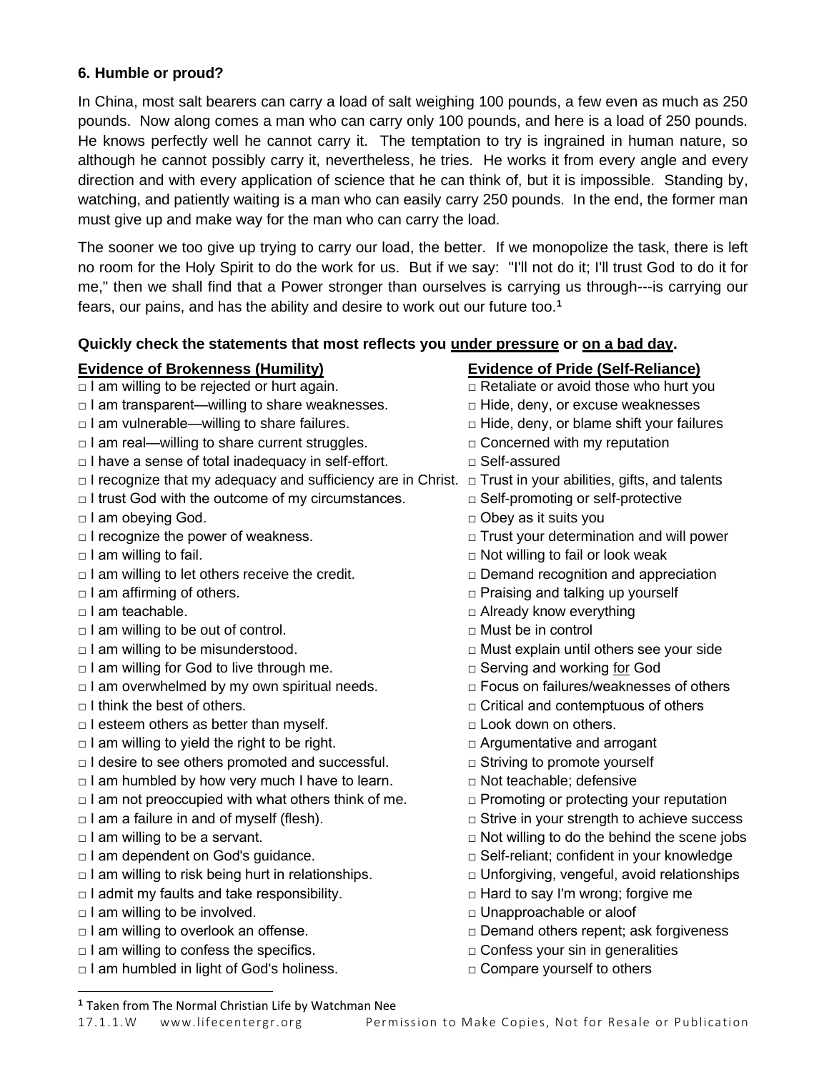**6. Humble or proud?**

In China, most salt bearers can carry a load of salt weighing 100 pounds, a few even as much as 250 pounds. Now along comes a man who can carry only 100 pounds, and here is a load of 250 pounds. He knows perfectly well he cannot carry it. The temptation to try is ingrained in human nature, so although he cannot possibly carry it, nevertheless, he tries. He works it from every angle and every direction and with every application of science that he can think of, but it is impossible. Standing by, watching, and patiently waiting is a man who can easily carry 250 pounds. In the end, the former man must give up and make way for the man who can carry the load.

The sooner we too give up trying to carry our load, the better. If we monopolize the task, there is left no room for the Holy Spirit to do the work for us. But if we say: "I'll not do it; I'll trust God to do it for me," then we shall find that a Power stronger than ourselves is carrying us through---is carrying our fears, our pains, and has the ability and desire to work out our future too.[1]

**Quickly check the statements that most reflects you <u>under pressure</u> or <u>on a bad day</u>.**

| **<u>Evidence of Brokenness (Humility)</u>** | **<u>Evidence of Pride (Self-Reliance)</u>** |
|---|---|
| □ I am willing to be rejected or hurt again. | □ Retaliate or avoid those who hurt you |
| □ I am transparent—willing to share weaknesses. | □ Hide, deny, or excuse weaknesses |
| □ I am vulnerable—willing to share failures. | □ Hide, deny, or blame shift your failures |
| □ I am real—willing to share current struggles. | □ Concerned with my reputation |
| □ I have a sense of total inadequacy in self-effort. | □ Self-assured |
| □ I recognize that my adequacy and sufficiency are in Christ. | □ Trust in your abilities, gifts, and talents |
| □ I trust God with the outcome of my circumstances. | □ Self-promoting or self-protective |
| □ I am obeying God. | □ Obey as it suits you |
| □ I recognize the power of weakness. | □ Trust your determination and will power |
| □ I am willing to fail. | □ Not willing to fail or look weak |
| □ I am willing to let others receive the credit. | □ Demand recognition and appreciation |
| □ I am affirming of others. | □ Praising and talking up yourself |
| □ I am teachable. | □ Already know everything |
| □ I am willing to be out of control. | □ Must be in control |
| □ I am willing to be misunderstood. | □ Must explain until others see your side |
| □ I am willing for God to live through me. | □ Serving and working <u>for</u> God |
| □ I am overwhelmed by my own spiritual needs. | □ Focus on failures/weaknesses of others |
| □ I think the best of others. | □ Critical and contemptuous of others |
| □ I esteem others as better than myself. | □ Look down on others. |
| □ I am willing to yield the right to be right. | □ Argumentative and arrogant |
| □ I desire to see others promoted and successful. | □ Striving to promote yourself |
| □ I am humbled by how very much I have to learn. | □ Not teachable; defensive |
| □ I am not preoccupied with what others think of me. | □ Promoting or protecting your reputation |
| □ I am a failure in and of myself (flesh). | □ Strive in your strength to achieve success |
| □ I am willing to be a servant. | □ Not willing to do the behind the scene jobs |
| □ I am dependent on God's guidance. | □ Self-reliant; confident in your knowledge |
| □ I am willing to risk being hurt in relationships. | □ Unforgiving, vengeful, avoid relationships |
| □ I admit my faults and take responsibility. | □ Hard to say I'm wrong; forgive me |
| □ I am willing to be involved. | □ Unapproachable or aloof |
| □ I am willing to overlook an offense. | □ Demand others repent; ask forgiveness |
| □ I am willing to confess the specifics. | □ Confess your sin in generalities |
| □ I am humbled in light of God's holiness. | □ Compare yourself to others |

[1] Taken from The Normal Christian Life by Watchman Nee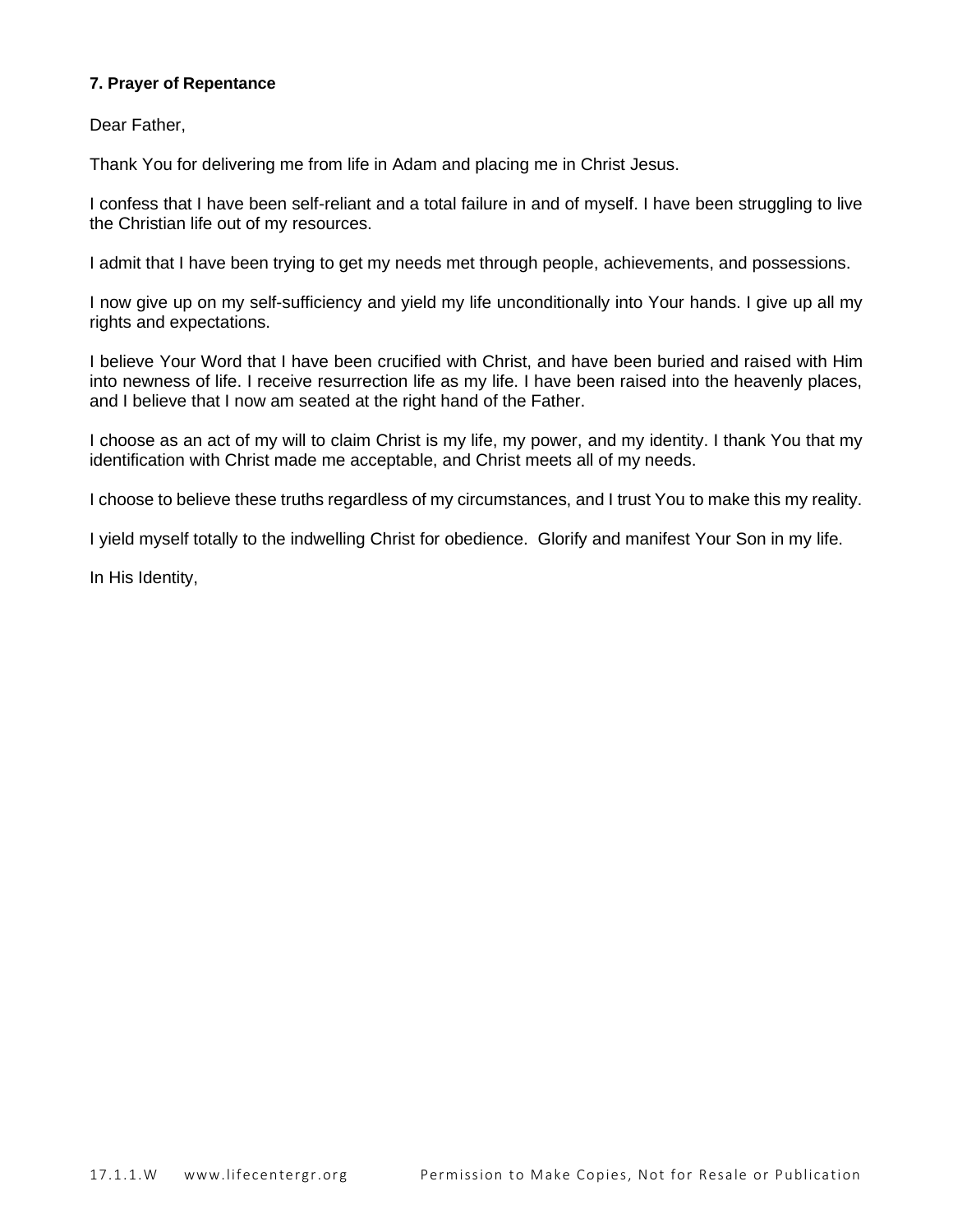**7. Prayer of Repentance**

Dear Father,

Thank You for delivering me from life in Adam and placing me in Christ Jesus.

I confess that I have been self-reliant and a total failure in and of myself. I have been struggling to live the Christian life out of my resources.

I admit that I have been trying to get my needs met through people, achievements, and possessions.

I now give up on my self-sufficiency and yield my life unconditionally into Your hands. I give up all my rights and expectations.

I believe Your Word that I have been crucified with Christ, and have been buried and raised with Him into newness of life. I receive resurrection life as my life. I have been raised into the heavenly places, and I believe that I now am seated at the right hand of the Father.

I choose as an act of my will to claim Christ is my life, my power, and my identity. I thank You that my identification with Christ made me acceptable, and Christ meets all of my needs.

I choose to believe these truths regardless of my circumstances, and I trust You to make this my reality.

I yield myself totally to the indwelling Christ for obedience. Glorify and manifest Your Son in my life.

In His Identity,